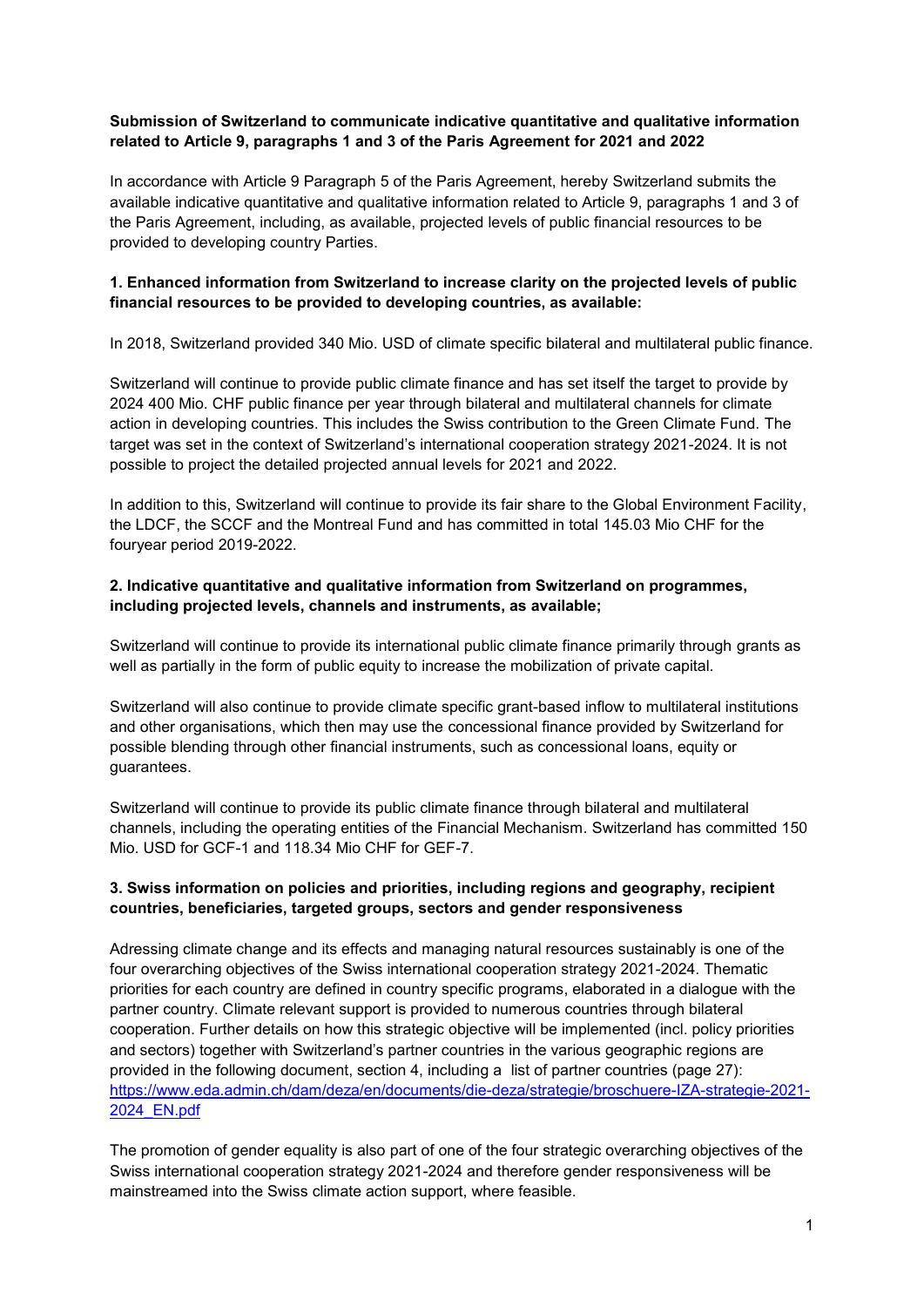**Submission of Switzerland to communicate indicative quantitative and qualitative information related to Article 9, paragraphs 1 and 3 of the Paris Agreement for 2021 and 2022**

In accordance with Article 9 Paragraph 5 of the Paris Agreement, hereby Switzerland submits the available indicative quantitative and qualitative information related to Article 9, paragraphs 1 and 3 of the Paris Agreement, including, as available, projected levels of public financial resources to be provided to developing country Parties.

## 1. Enhanced information from Switzerland to increase clarity on the projected levels of public financial resources to be provided to developing countries, as available:

In 2018, Switzerland provided 340 Mio. USD of climate specific bilateral and multilateral public finance.

Switzerland will continue to provide public climate finance and has set itself the target to provide by 2024 400 Mio. CHF public finance per year through bilateral and multilateral channels for climate action in developing countries. This includes the Swiss contribution to the Green Climate Fund. The target was set in the context of Switzerland's international cooperation strategy 2021-2024. It is not possible to project the detailed projected annual levels for 2021 and 2022.

In addition to this, Switzerland will continue to provide its fair share to the Global Environment Facility, the LDCF, the SCCF and the Montreal Fund and has committed in total 145.03 Mio CHF for the fouryear period 2019-2022.

## 2. Indicative quantitative and qualitative information from Switzerland on programmes, including projected levels, channels and instruments, as available;

Switzerland will continue to provide its international public climate finance primarily through grants as well as partially in the form of public equity to increase the mobilization of private capital.

Switzerland will also continue to provide climate specific grant-based inflow to multilateral institutions and other organisations, which then may use the concessional finance provided by Switzerland for possible blending through other financial instruments, such as concessional loans, equity or guarantees.

Switzerland will continue to provide its public climate finance through bilateral and multilateral channels, including the operating entities of the Financial Mechanism. Switzerland has committed 150 Mio. USD for GCF-1 and 118.34 Mio CHF for GEF-7.

## 3. Swiss information on policies and priorities, including regions and geography, recipient countries, beneficiaries, targeted groups, sectors and gender responsiveness

Adressing climate change and its effects and managing natural resources sustainably is one of the four overarching objectives of the Swiss international cooperation strategy 2021-2024. Thematic priorities for each country are defined in country specific programs, elaborated in a dialogue with the partner country. Climate relevant support is provided to numerous countries through bilateral cooperation. Further details on how this strategic objective will be implemented (incl. policy priorities and sectors) together with Switzerland's partner countries in the various geographic regions are provided in the following document, section 4, including a list of partner countries (page 27): [https://www.eda.admin.ch/dam/deza/en/documents/die-deza/strategie/broschuere-IZA-strategie-2021-2024_EN.pdf](https://www.eda.admin.ch/dam/deza/en/documents/die-deza/strategie/broschuere-IZA-strategie-2021-2024_EN.pdf)

The promotion of gender equality is also part of one of the four strategic overarching objectives of the Swiss international cooperation strategy 2021-2024 and therefore gender responsiveness will be mainstreamed into the Swiss climate action support, where feasible.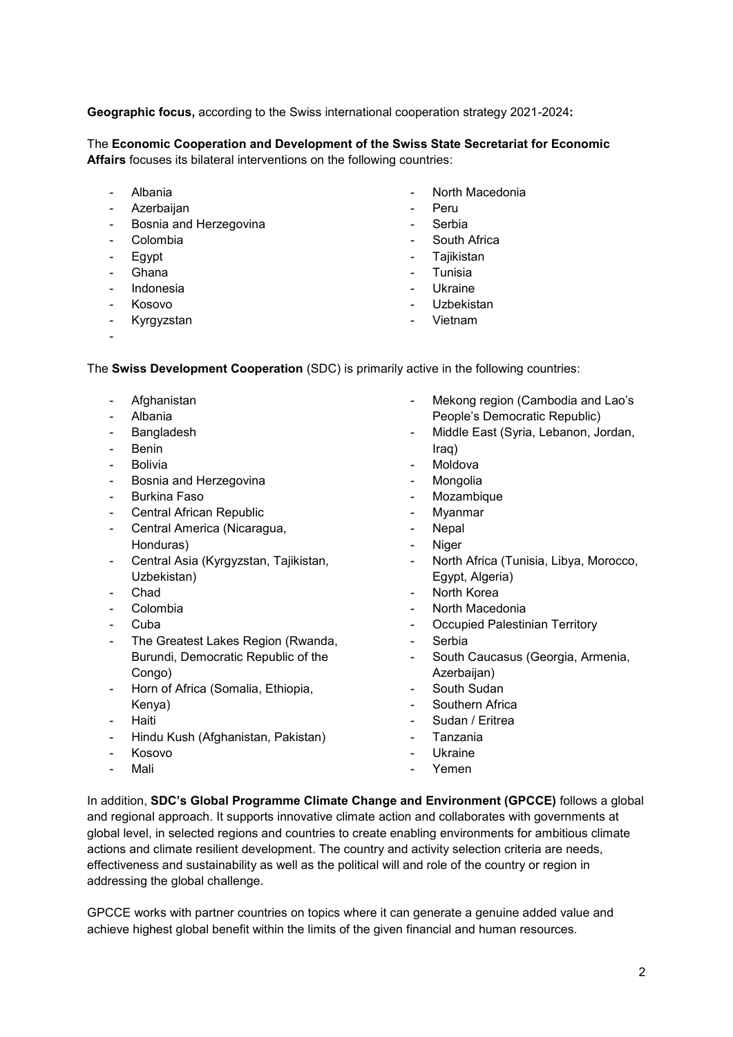**Geographic focus,** according to the Swiss international cooperation strategy 2021-2024**:**

The **Economic Cooperation and Development of the Swiss State Secretariat for Economic Affairs** focuses its bilateral interventions on the following countries:

- Albania
- Azerbaijan
- Bosnia and Herzegovina
- Colombia
- Egypt
- Ghana
- Indonesia
- Kosovo
- Kyrgyzstan
- North Macedonia
- Peru
- Serbia
- South Africa
- Tajikistan
- Tunisia
- Ukraine
- Uzbekistan
- Vietnam

The **Swiss Development Cooperation** (SDC) is primarily active in the following countries:

- Afghanistan
- Albania
- Bangladesh
- Benin
- Bolivia
- Bosnia and Herzegovina
- Burkina Faso
- Central African Republic
- Central America (Nicaragua, Honduras)
- Central Asia (Kyrgyzstan, Tajikistan, Uzbekistan)
- Chad
- Colombia
- Cuba
- The Greatest Lakes Region (Rwanda, Burundi, Democratic Republic of the Congo)
- Horn of Africa (Somalia, Ethiopia, Kenya)
- Haiti
- Hindu Kush (Afghanistan, Pakistan)
- Kosovo
- Mali
- Mekong region (Cambodia and Lao's People's Democratic Republic)
- Middle East (Syria, Lebanon, Jordan, Iraq)
- Moldova
- Mongolia
- Mozambique
- Myanmar
- Nepal
- Niger
- North Africa (Tunisia, Libya, Morocco, Egypt, Algeria)
- North Korea
- North Macedonia
- Occupied Palestinian Territory
- Serbia
- South Caucasus (Georgia, Armenia, Azerbaijan)
- South Sudan
- Southern Africa
- Sudan / Eritrea
- Tanzania
- Ukraine
- Yemen

In addition, **SDC's Global Programme Climate Change and Environment (GPCCE)** follows a global and regional approach. It supports innovative climate action and collaborates with governments at global level, in selected regions and countries to create enabling environments for ambitious climate actions and climate resilient development. The country and activity selection criteria are needs, effectiveness and sustainability as well as the political will and role of the country or region in addressing the global challenge.

GPCCE works with partner countries on topics where it can generate a genuine added value and achieve highest global benefit within the limits of the given financial and human resources.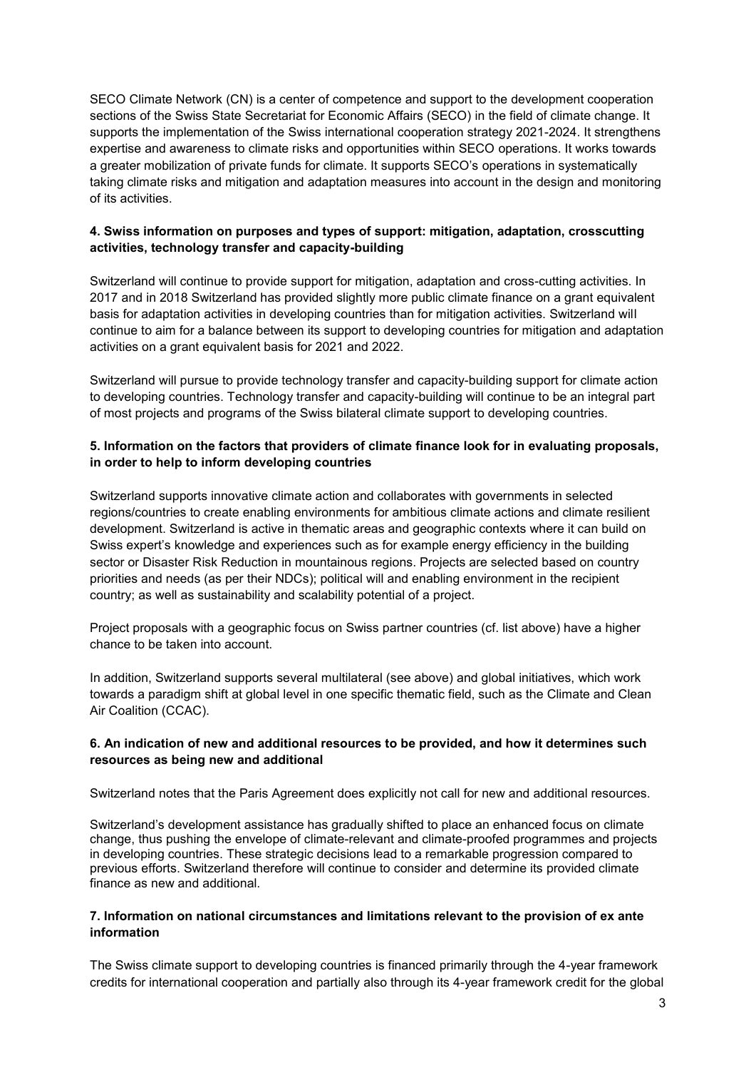SECO Climate Network (CN) is a center of competence and support to the development cooperation sections of the Swiss State Secretariat for Economic Affairs (SECO) in the field of climate change. It supports the implementation of the Swiss international cooperation strategy 2021-2024. It strengthens expertise and awareness to climate risks and opportunities within SECO operations. It works towards a greater mobilization of private funds for climate. It supports SECO's operations in systematically taking climate risks and mitigation and adaptation measures into account in the design and monitoring of its activities.

**4. Swiss information on purposes and types of support: mitigation, adaptation, crosscutting activities, technology transfer and capacity-building**

Switzerland will continue to provide support for mitigation, adaptation and cross-cutting activities. In 2017 and in 2018 Switzerland has provided slightly more public climate finance on a grant equivalent basis for adaptation activities in developing countries than for mitigation activities. Switzerland will continue to aim for a balance between its support to developing countries for mitigation and adaptation activities on a grant equivalent basis for 2021 and 2022.

Switzerland will pursue to provide technology transfer and capacity-building support for climate action to developing countries. Technology transfer and capacity-building will continue to be an integral part of most projects and programs of the Swiss bilateral climate support to developing countries.

**5. Information on the factors that providers of climate finance look for in evaluating proposals, in order to help to inform developing countries**

Switzerland supports innovative climate action and collaborates with governments in selected regions/countries to create enabling environments for ambitious climate actions and climate resilient development. Switzerland is active in thematic areas and geographic contexts where it can build on Swiss expert's knowledge and experiences such as for example energy efficiency in the building sector or Disaster Risk Reduction in mountainous regions. Projects are selected based on country priorities and needs (as per their NDCs); political will and enabling environment in the recipient country; as well as sustainability and scalability potential of a project.

Project proposals with a geographic focus on Swiss partner countries (cf. list above) have a higher chance to be taken into account.

In addition, Switzerland supports several multilateral (see above) and global initiatives, which work towards a paradigm shift at global level in one specific thematic field, such as the Climate and Clean Air Coalition (CCAC).

**6. An indication of new and additional resources to be provided, and how it determines such resources as being new and additional**

Switzerland notes that the Paris Agreement does explicitly not call for new and additional resources.

Switzerland's development assistance has gradually shifted to place an enhanced focus on climate change, thus pushing the envelope of climate-relevant and climate-proofed programmes and projects in developing countries. These strategic decisions lead to a remarkable progression compared to previous efforts. Switzerland therefore will continue to consider and determine its provided climate finance as new and additional.

**7. Information on national circumstances and limitations relevant to the provision of ex ante information**

The Swiss climate support to developing countries is financed primarily through the 4-year framework credits for international cooperation and partially also through its 4-year framework credit for the global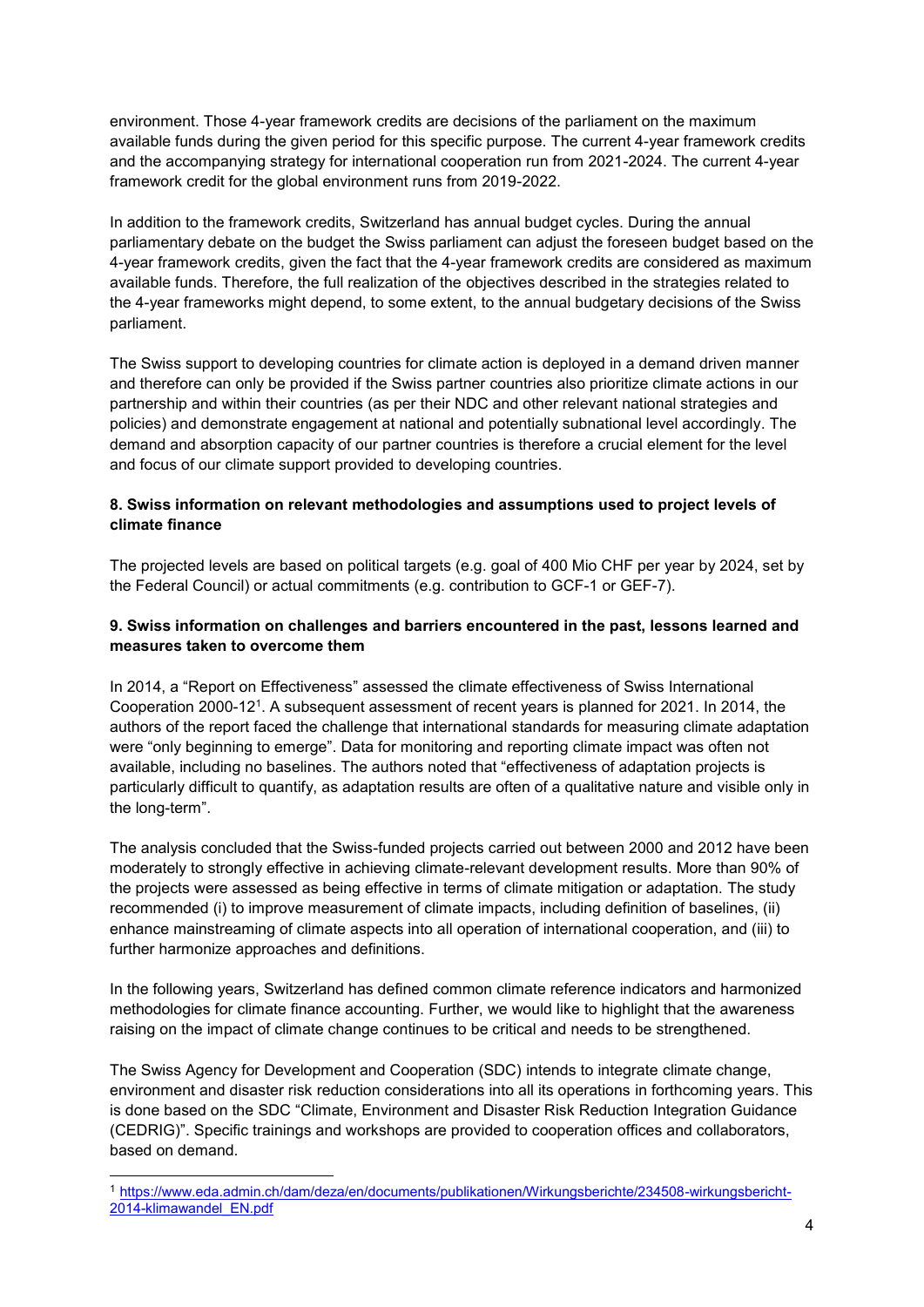environment. Those 4-year framework credits are decisions of the parliament on the maximum available funds during the given period for this specific purpose. The current 4-year framework credits and the accompanying strategy for international cooperation run from 2021-2024. The current 4-year framework credit for the global environment runs from 2019-2022.

In addition to the framework credits, Switzerland has annual budget cycles. During the annual parliamentary debate on the budget the Swiss parliament can adjust the foreseen budget based on the 4-year framework credits, given the fact that the 4-year framework credits are considered as maximum available funds. Therefore, the full realization of the objectives described in the strategies related to the 4-year frameworks might depend, to some extent, to the annual budgetary decisions of the Swiss parliament.

The Swiss support to developing countries for climate action is deployed in a demand driven manner and therefore can only be provided if the Swiss partner countries also prioritize climate actions in our partnership and within their countries (as per their NDC and other relevant national strategies and policies) and demonstrate engagement at national and potentially subnational level accordingly. The demand and absorption capacity of our partner countries is therefore a crucial element for the level and focus of our climate support provided to developing countries.

**8. Swiss information on relevant methodologies and assumptions used to project levels of climate finance**

The projected levels are based on political targets (e.g. goal of 400 Mio CHF per year by 2024, set by the Federal Council) or actual commitments (e.g. contribution to GCF-1 or GEF-7).

**9. Swiss information on challenges and barriers encountered in the past, lessons learned and measures taken to overcome them**

In 2014, a "Report on Effectiveness" assessed the climate effectiveness of Swiss International Cooperation 2000-12[1]. A subsequent assessment of recent years is planned for 2021. In 2014, the authors of the report faced the challenge that international standards for measuring climate adaptation were "only beginning to emerge". Data for monitoring and reporting climate impact was often not available, including no baselines. The authors noted that "effectiveness of adaptation projects is particularly difficult to quantify, as adaptation results are often of a qualitative nature and visible only in the long-term".

The analysis concluded that the Swiss-funded projects carried out between 2000 and 2012 have been moderately to strongly effective in achieving climate-relevant development results. More than 90% of the projects were assessed as being effective in terms of climate mitigation or adaptation. The study recommended (i) to improve measurement of climate impacts, including definition of baselines, (ii) enhance mainstreaming of climate aspects into all operation of international cooperation, and (iii) to further harmonize approaches and definitions.

In the following years, Switzerland has defined common climate reference indicators and harmonized methodologies for climate finance accounting. Further, we would like to highlight that the awareness raising on the impact of climate change continues to be critical and needs to be strengthened.

The Swiss Agency for Development and Cooperation (SDC) intends to integrate climate change, environment and disaster risk reduction considerations into all its operations in forthcoming years. This is done based on the SDC "Climate, Environment and Disaster Risk Reduction Integration Guidance (CEDRIG)". Specific trainings and workshops are provided to cooperation offices and collaborators, based on demand.

[1] https://www.eda.admin.ch/dam/deza/en/documents/publikationen/Wirkungsberichte/234508-wirkungsbericht-2014-klimawandel_EN.pdf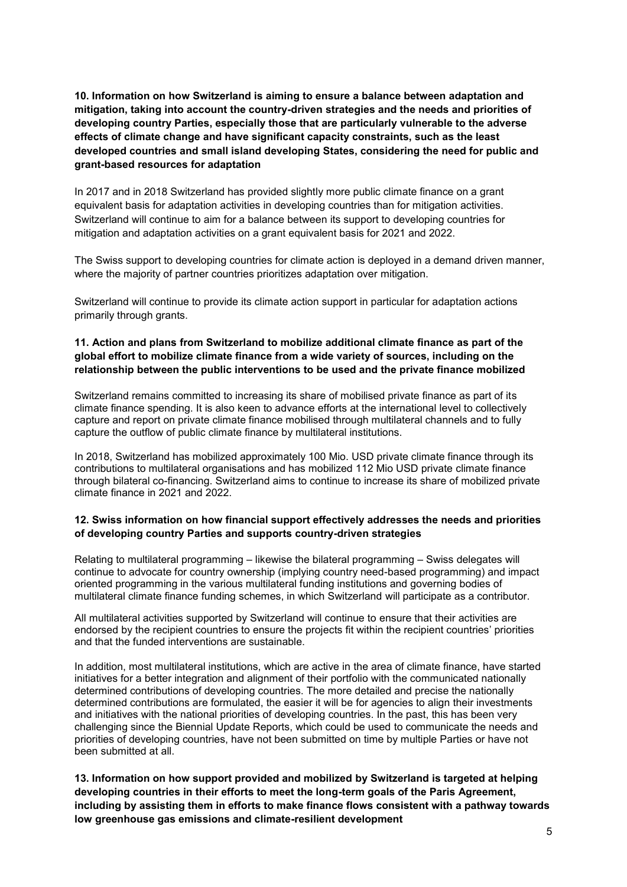**10. Information on how Switzerland is aiming to ensure a balance between adaptation and mitigation, taking into account the country-driven strategies and the needs and priorities of developing country Parties, especially those that are particularly vulnerable to the adverse effects of climate change and have significant capacity constraints, such as the least developed countries and small island developing States, considering the need for public and grant-based resources for adaptation**

In 2017 and in 2018 Switzerland has provided slightly more public climate finance on a grant equivalent basis for adaptation activities in developing countries than for mitigation activities. Switzerland will continue to aim for a balance between its support to developing countries for mitigation and adaptation activities on a grant equivalent basis for 2021 and 2022.

The Swiss support to developing countries for climate action is deployed in a demand driven manner, where the majority of partner countries prioritizes adaptation over mitigation.

Switzerland will continue to provide its climate action support in particular for adaptation actions primarily through grants.

**11. Action and plans from Switzerland to mobilize additional climate finance as part of the global effort to mobilize climate finance from a wide variety of sources, including on the relationship between the public interventions to be used and the private finance mobilized**

Switzerland remains committed to increasing its share of mobilised private finance as part of its climate finance spending. It is also keen to advance efforts at the international level to collectively capture and report on private climate finance mobilised through multilateral channels and to fully capture the outflow of public climate finance by multilateral institutions.

In 2018, Switzerland has mobilized approximately 100 Mio. USD private climate finance through its contributions to multilateral organisations and has mobilized 112 Mio USD private climate finance through bilateral co-financing. Switzerland aims to continue to increase its share of mobilized private climate finance in 2021 and 2022.

**12. Swiss information on how financial support effectively addresses the needs and priorities of developing country Parties and supports country-driven strategies**

Relating to multilateral programming – likewise the bilateral programming – Swiss delegates will continue to advocate for country ownership (implying country need-based programming) and impact oriented programming in the various multilateral funding institutions and governing bodies of multilateral climate finance funding schemes, in which Switzerland will participate as a contributor.

All multilateral activities supported by Switzerland will continue to ensure that their activities are endorsed by the recipient countries to ensure the projects fit within the recipient countries' priorities and that the funded interventions are sustainable.

In addition, most multilateral institutions, which are active in the area of climate finance, have started initiatives for a better integration and alignment of their portfolio with the communicated nationally determined contributions of developing countries. The more detailed and precise the nationally determined contributions are formulated, the easier it will be for agencies to align their investments and initiatives with the national priorities of developing countries. In the past, this has been very challenging since the Biennial Update Reports, which could be used to communicate the needs and priorities of developing countries, have not been submitted on time by multiple Parties or have not been submitted at all.

**13. Information on how support provided and mobilized by Switzerland is targeted at helping developing countries in their efforts to meet the long-term goals of the Paris Agreement, including by assisting them in efforts to make finance flows consistent with a pathway towards low greenhouse gas emissions and climate-resilient development**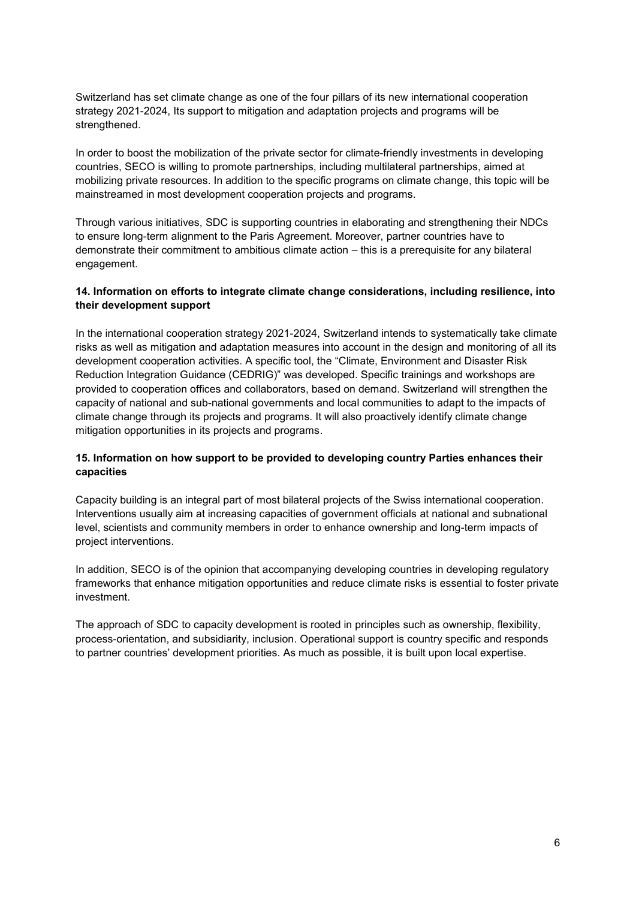Switzerland has set climate change as one of the four pillars of its new international cooperation strategy 2021-2024, Its support to mitigation and adaptation projects and programs will be strengthened.

In order to boost the mobilization of the private sector for climate-friendly investments in developing countries, SECO is willing to promote partnerships, including multilateral partnerships, aimed at mobilizing private resources. In addition to the specific programs on climate change, this topic will be mainstreamed in most development cooperation projects and programs.

Through various initiatives, SDC is supporting countries in elaborating and strengthening their NDCs to ensure long-term alignment to the Paris Agreement. Moreover, partner countries have to demonstrate their commitment to ambitious climate action – this is a prerequisite for any bilateral engagement.

**14. Information on efforts to integrate climate change considerations, including resilience, into their development support**

In the international cooperation strategy 2021-2024, Switzerland intends to systematically take climate risks as well as mitigation and adaptation measures into account in the design and monitoring of all its development cooperation activities. A specific tool, the "Climate, Environment and Disaster Risk Reduction Integration Guidance (CEDRIG)" was developed. Specific trainings and workshops are provided to cooperation offices and collaborators, based on demand. Switzerland will strengthen the capacity of national and sub-national governments and local communities to adapt to the impacts of climate change through its projects and programs. It will also proactively identify climate change mitigation opportunities in its projects and programs.

**15. Information on how support to be provided to developing country Parties enhances their capacities**

Capacity building is an integral part of most bilateral projects of the Swiss international cooperation. Interventions usually aim at increasing capacities of government officials at national and subnational level, scientists and community members in order to enhance ownership and long-term impacts of project interventions.

In addition, SECO is of the opinion that accompanying developing countries in developing regulatory frameworks that enhance mitigation opportunities and reduce climate risks is essential to foster private investment.

The approach of SDC to capacity development is rooted in principles such as ownership, flexibility, process-orientation, and subsidiarity, inclusion. Operational support is country specific and responds to partner countries' development priorities. As much as possible, it is built upon local expertise.